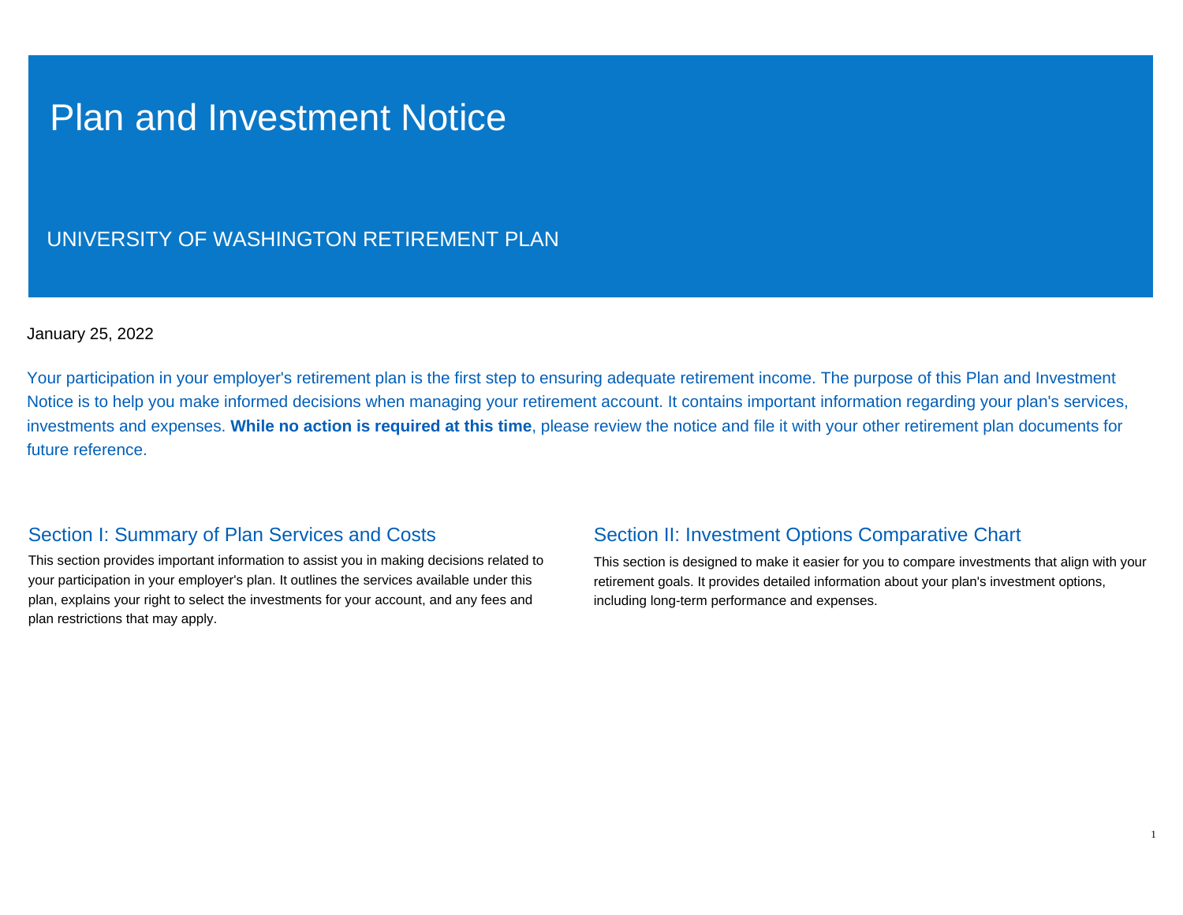# Plan and Investment Notice

UNIVERSITY OF WASHINGTON RETIREMENT PLAN

January 25, 2022

Your participation in your employer's retirement plan is the first step to ensuring adequate retirement income. The purpose of this Plan and Investment Notice is to help you make informed decisions when managing your retirement account. It contains important information regarding your plan's services, investments and expenses. **While no action is required at this time**, please review the notice and file it with your other retirement plan documents for future reference.

## Section I: Summary of Plan Services and Costs

This section provides important information to assist you in making decisions related to your participation in your employer's plan. It outlines the services available under this plan, explains your right to select the investments for your account, and any fees and plan restrictions that may apply.

## Section II: Investment Options Comparative Chart

This section is designed to make it easier for you to compare investments that align with your retirement goals. It provides detailed information about your plan's investment options, including long-term performance and expenses.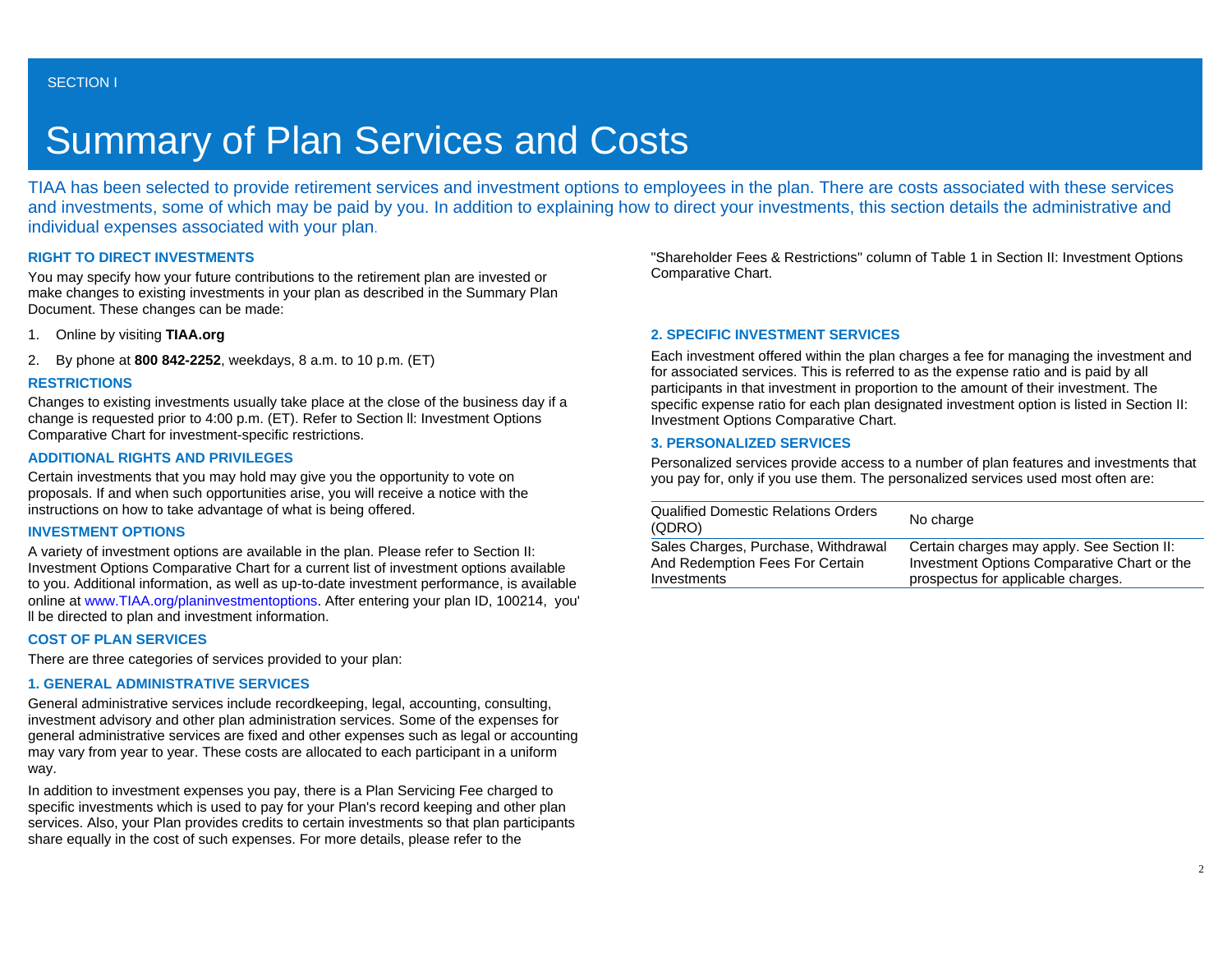SECTION I

# Summary of Plan Services and Costs

TIAA has been selected to provide retirement services and investment options to employees in the plan. There are costs associated with these services and investments, some of which may be paid by you. In addition to explaining how to direct your investments, this section details the administrative and individual expenses associated with your plan.

### RIGHT TO DIRECT INVESTMENTS

You may specify how your future contributions to the retirement plan are invested or make changes to existing investments in your plan as described in the Summary Plan Document. These changes can be made:

1. Online by visiting **TIAA.org**
2. By phone at **800 842-2252**, weekdays, 8 a.m. to 10 p.m. (ET)

### RESTRICTIONS

Changes to existing investments usually take place at the close of the business day if a change is requested prior to 4:00 p.m. (ET). Refer to Section ll: Investment Options Comparative Chart for investment-specific restrictions.

### ADDITIONAL RIGHTS AND PRIVILEGES

Certain investments that you may hold may give you the opportunity to vote on proposals. If and when such opportunities arise, you will receive a notice with the instructions on how to take advantage of what is being offered.

### INVESTMENT OPTIONS

A variety of investment options are available in the plan. Please refer to Section II: Investment Options Comparative Chart for a current list of investment options available to you. Additional information, as well as up-to-date investment performance, is available online at www.TIAA.org/planinvestmentoptions. After entering your plan ID, 100214, you'll be directed to plan and investment information.

### COST OF PLAN SERVICES

There are three categories of services provided to your plan:

### 1. GENERAL ADMINISTRATIVE SERVICES

General administrative services include recordkeeping, legal, accounting, consulting, investment advisory and other plan administration services. Some of the expenses for general administrative services are fixed and other expenses such as legal or accounting may vary from year to year. These costs are allocated to each participant in a uniform way.

In addition to investment expenses you pay, there is a Plan Servicing Fee charged to specific investments which is used to pay for your Plan's record keeping and other plan services. Also, your Plan provides credits to certain investments so that plan participants share equally in the cost of such expenses. For more details, please refer to the "Shareholder Fees & Restrictions" column of Table 1 in Section II: Investment Options Comparative Chart.

### 2. SPECIFIC INVESTMENT SERVICES

Each investment offered within the plan charges a fee for managing the investment and for associated services. This is referred to as the expense ratio and is paid by all participants in that investment in proportion to the amount of their investment. The specific expense ratio for each plan designated investment option is listed in Section II: Investment Options Comparative Chart.

### 3. PERSONALIZED SERVICES

Personalized services provide access to a number of plan features and investments that you pay for, only if you use them. The personalized services used most often are:

| | |
|---|---|
| Qualified Domestic Relations Orders (QDRO) | No charge |
| Sales Charges, Purchase, Withdrawal And Redemption Fees For Certain Investments | Certain charges may apply. See Section II: Investment Options Comparative Chart or the prospectus for applicable charges. |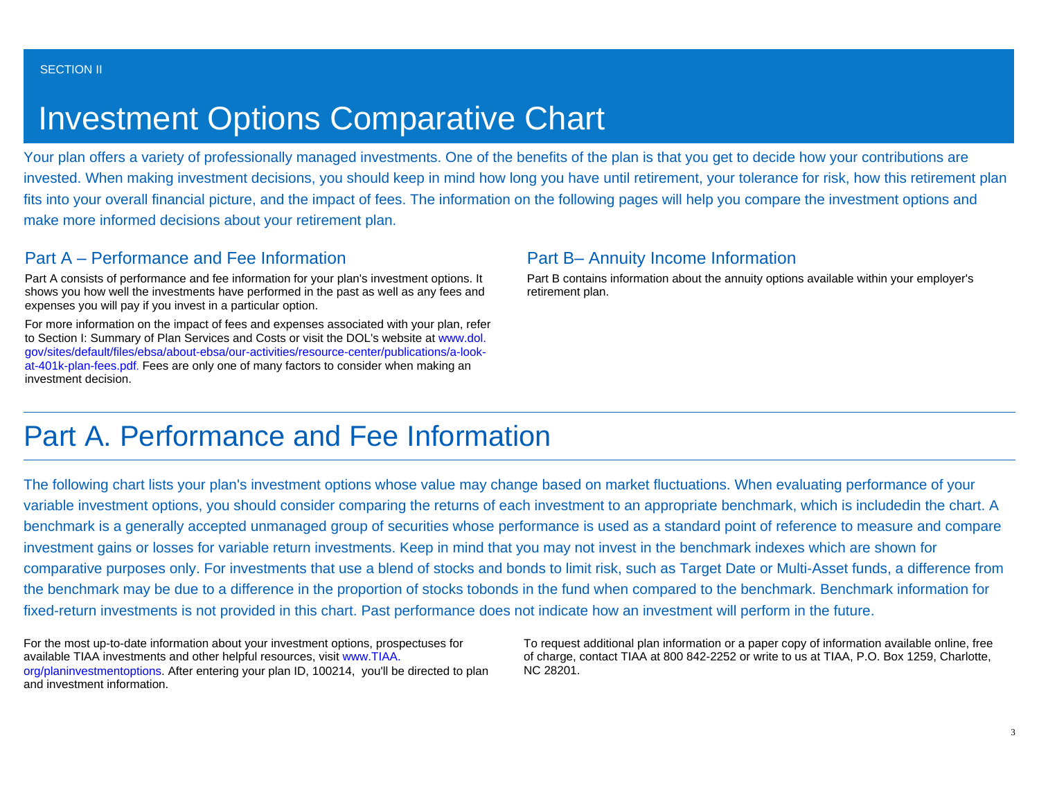SECTION II

# Investment Options Comparative Chart

Your plan offers a variety of professionally managed investments. One of the benefits of the plan is that you get to decide how your contributions are invested. When making investment decisions, you should keep in mind how long you have until retirement, your tolerance for risk, how this retirement plan fits into your overall financial picture, and the impact of fees. The information on the following pages will help you compare the investment options and make more informed decisions about your retirement plan.

### Part A – Performance and Fee Information

Part A consists of performance and fee information for your plan's investment options. It shows you how well the investments have performed in the past as well as any fees and expenses you will pay if you invest in a particular option.

For more information on the impact of fees and expenses associated with your plan, refer to Section I: Summary of Plan Services and Costs or visit the DOL's website at www.dol.gov/sites/default/files/ebsa/about-ebsa/our-activities/resource-center/publications/a-look-at-401k-plan-fees.pdf. Fees are only one of many factors to consider when making an investment decision.

### Part B– Annuity Income Information

Part B contains information about the annuity options available within your employer's retirement plan.

## Part A. Performance and Fee Information

The following chart lists your plan's investment options whose value may change based on market fluctuations. When evaluating performance of your variable investment options, you should consider comparing the returns of each investment to an appropriate benchmark, which is includedin the chart. A benchmark is a generally accepted unmanaged group of securities whose performance is used as a standard point of reference to measure and compare investment gains or losses for variable return investments. Keep in mind that you may not invest in the benchmark indexes which are shown for comparative purposes only. For investments that use a blend of stocks and bonds to limit risk, such as Target Date or Multi-Asset funds, a difference from the benchmark may be due to a difference in the proportion of stocks tobonds in the fund when compared to the benchmark. Benchmark information for fixed-return investments is not provided in this chart. Past performance does not indicate how an investment will perform in the future.

For the most up-to-date information about your investment options, prospectuses for available TIAA investments and other helpful resources, visit www.TIAA.org/planinvestmentoptions. After entering your plan ID, 100214, you'll be directed to plan and investment information.

To request additional plan information or a paper copy of information available online, free of charge, contact TIAA at 800 842-2252 or write to us at TIAA, P.O. Box 1259, Charlotte, NC 28201.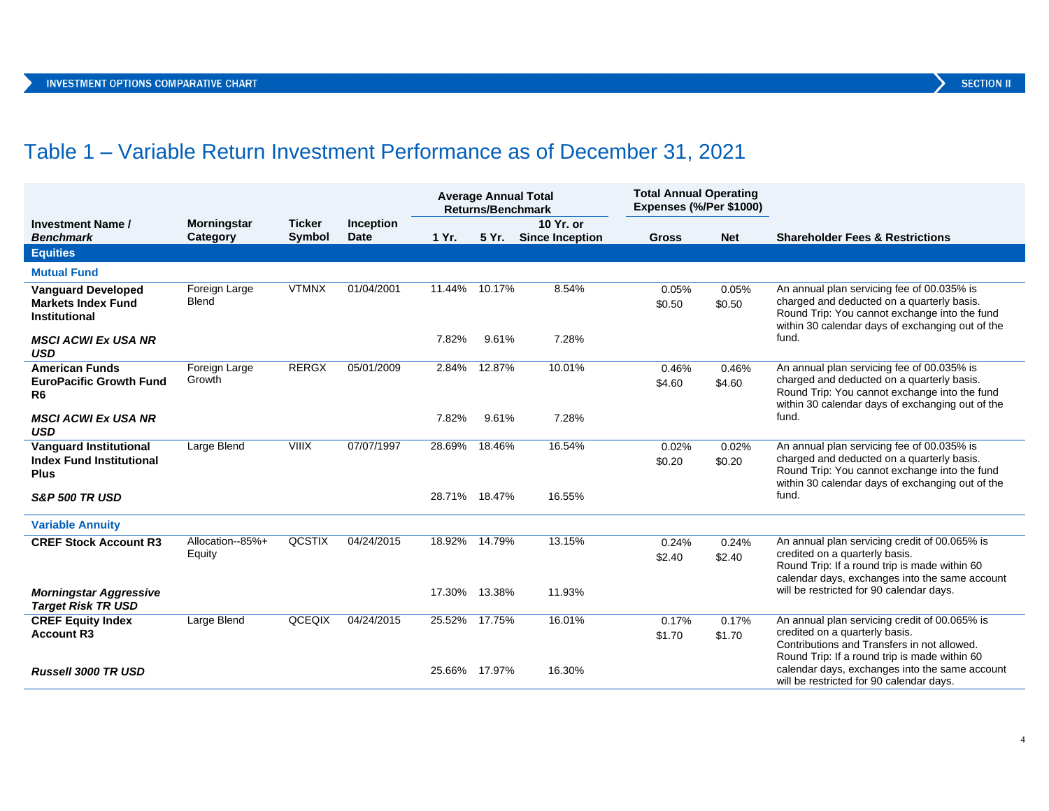# Table 1 – Variable Return Investment Performance as of December 31, 2021

| Investment Name / *Benchmark* | Morningstar Category | Ticker Symbol | Inception Date | Average Annual Total Returns/Benchmark 1 Yr. | 5 Yr. | 10 Yr. or Since Inception | Total Annual Operating Expenses (%/Per $1000) Gross | Net | Shareholder Fees & Restrictions |
|---|---|---|---|---|---|---|---|---|---|
| **Equities** | | | | | | | | | |
| **Mutual Fund** | | | | | | | | | |
| **Vanguard Developed Markets Index Fund Institutional** | Foreign Large Blend | VTMNX | 01/04/2001 | 11.44% | 10.17% | 8.54% | 0.05% $0.50 | 0.05% $0.50 | An annual plan servicing fee of 00.035% is charged and deducted on a quarterly basis. Round Trip: You cannot exchange into the fund within 30 calendar days of exchanging out of the fund. |
| ***MSCI ACWI Ex USA NR USD*** | | | | 7.82% | 9.61% | 7.28% | | | |
| **American Funds EuroPacific Growth Fund R6** | Foreign Large Growth | RERGX | 05/01/2009 | 2.84% | 12.87% | 10.01% | 0.46% $4.60 | 0.46% $4.60 | An annual plan servicing fee of 00.035% is charged and deducted on a quarterly basis. Round Trip: You cannot exchange into the fund within 30 calendar days of exchanging out of the fund. |
| ***MSCI ACWI Ex USA NR USD*** | | | | 7.82% | 9.61% | 7.28% | | | |
| **Vanguard Institutional Index Fund Institutional Plus** | Large Blend | VIIIX | 07/07/1997 | 28.69% | 18.46% | 16.54% | 0.02% $0.20 | 0.02% $0.20 | An annual plan servicing fee of 00.035% is charged and deducted on a quarterly basis. Round Trip: You cannot exchange into the fund within 30 calendar days of exchanging out of the fund. |
| ***S&P 500 TR USD*** | | | | 28.71% | 18.47% | 16.55% | | | |
| **Variable Annuity** | | | | | | | | | |
| **CREF Stock Account R3** | Allocation--85%+ Equity | QCSTIX | 04/24/2015 | 18.92% | 14.79% | 13.15% | 0.24% $2.40 | 0.24% $2.40 | An annual plan servicing credit of 00.065% is credited on a quarterly basis. Round Trip: If a round trip is made within 60 calendar days, exchanges into the same account will be restricted for 90 calendar days. |
| ***Morningstar Aggressive Target Risk TR USD*** | | | | 17.30% | 13.38% | 11.93% | | | |
| **CREF Equity Index Account R3** | Large Blend | QCEQIX | 04/24/2015 | 25.52% | 17.75% | 16.01% | 0.17% $1.70 | 0.17% $1.70 | An annual plan servicing credit of 00.065% is credited on a quarterly basis. Contributions and Transfers in not allowed. Round Trip: If a round trip is made within 60 calendar days, exchanges into the same account will be restricted for 90 calendar days. |
| ***Russell 3000 TR USD*** | | | | 25.66% | 17.97% | 16.30% | | | |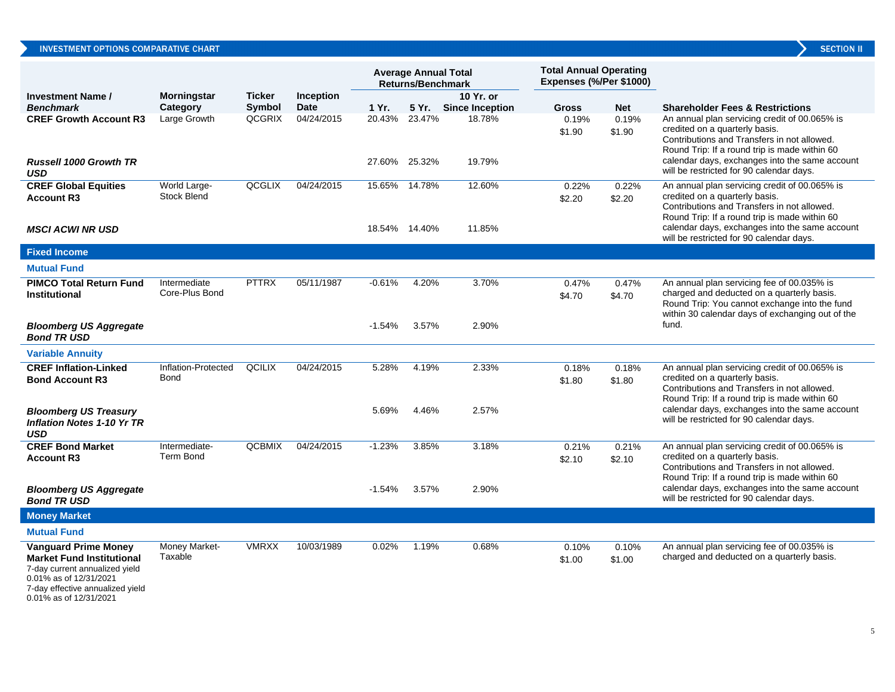## INVESTMENT OPTIONS COMPARATIVE CHART

SECTION II

| Investment Name / *Benchmark* | Morningstar Category | Ticker Symbol | Inception Date | Average Annual Total Returns/Benchmark 1 Yr. | 5 Yr. | 10 Yr. or Since Inception | Total Annual Operating Expenses (%/Per $1000) Gross | Net | Shareholder Fees & Restrictions |
|---|---|---|---|---|---|---|---|---|---|
| **CREF Growth Account R3** | Large Growth | QCGRIX | 04/24/2015 | 20.43% | 23.47% | 18.78% | 0.19% $1.90 | 0.19% $1.90 | An annual plan servicing credit of 00.065% is credited on a quarterly basis. Contributions and Transfers in not allowed. Round Trip: If a round trip is made within 60 calendar days, exchanges into the same account will be restricted for 90 calendar days. |
| ***Russell 1000 Growth TR USD*** | | | | 27.60% | 25.32% | 19.79% | | | |
| **CREF Global Equities Account R3** | World Large-Stock Blend | QCGLIX | 04/24/2015 | 15.65% | 14.78% | 12.60% | 0.22% $2.20 | 0.22% $2.20 | An annual plan servicing credit of 00.065% is credited on a quarterly basis. Contributions and Transfers in not allowed. Round Trip: If a round trip is made within 60 calendar days, exchanges into the same account will be restricted for 90 calendar days. |
| ***MSCI ACWI NR USD*** | | | | 18.54% | 14.40% | 11.85% | | | |
| **Fixed Income** | | | | | | | | | |
| **Mutual Fund** | | | | | | | | | |
| **PIMCO Total Return Fund Institutional** | Intermediate Core-Plus Bond | PTTRX | 05/11/1987 | -0.61% | 4.20% | 3.70% | 0.47% $4.70 | 0.47% $4.70 | An annual plan servicing fee of 00.035% is charged and deducted on a quarterly basis. Round Trip: You cannot exchange into the fund within 30 calendar days of exchanging out of the fund. |
| ***Bloomberg US Aggregate Bond TR USD*** | | | | -1.54% | 3.57% | 2.90% | | | |
| **Variable Annuity** | | | | | | | | | |
| **CREF Inflation-Linked Bond Account R3** | Inflation-Protected Bond | QCILIX | 04/24/2015 | 5.28% | 4.19% | 2.33% | 0.18% $1.80 | 0.18% $1.80 | An annual plan servicing credit of 00.065% is credited on a quarterly basis. Contributions and Transfers in not allowed. Round Trip: If a round trip is made within 60 calendar days, exchanges into the same account will be restricted for 90 calendar days. |
| ***Bloomberg US Treasury Inflation Notes 1-10 Yr TR USD*** | | | | 5.69% | 4.46% | 2.57% | | | |
| **CREF Bond Market Account R3** | Intermediate-Term Bond | QCBMIX | 04/24/2015 | -1.23% | 3.85% | 3.18% | 0.21% $2.10 | 0.21% $2.10 | An annual plan servicing credit of 00.065% is credited on a quarterly basis. Contributions and Transfers in not allowed. Round Trip: If a round trip is made within 60 calendar days, exchanges into the same account will be restricted for 90 calendar days. |
| ***Bloomberg US Aggregate Bond TR USD*** | | | | -1.54% | 3.57% | 2.90% | | | |
| **Money Market** | | | | | | | | | |
| **Mutual Fund** | | | | | | | | | |
| **Vanguard Prime Money Market Fund Institutional** 7-day current annualized yield 0.01% as of 12/31/2021 7-day effective annualized yield 0.01% as of 12/31/2021 | Money Market-Taxable | VMRXX | 10/03/1989 | 0.02% | 1.19% | 0.68% | 0.10% $1.00 | 0.10% $1.00 | An annual plan servicing fee of 00.035% is charged and deducted on a quarterly basis. |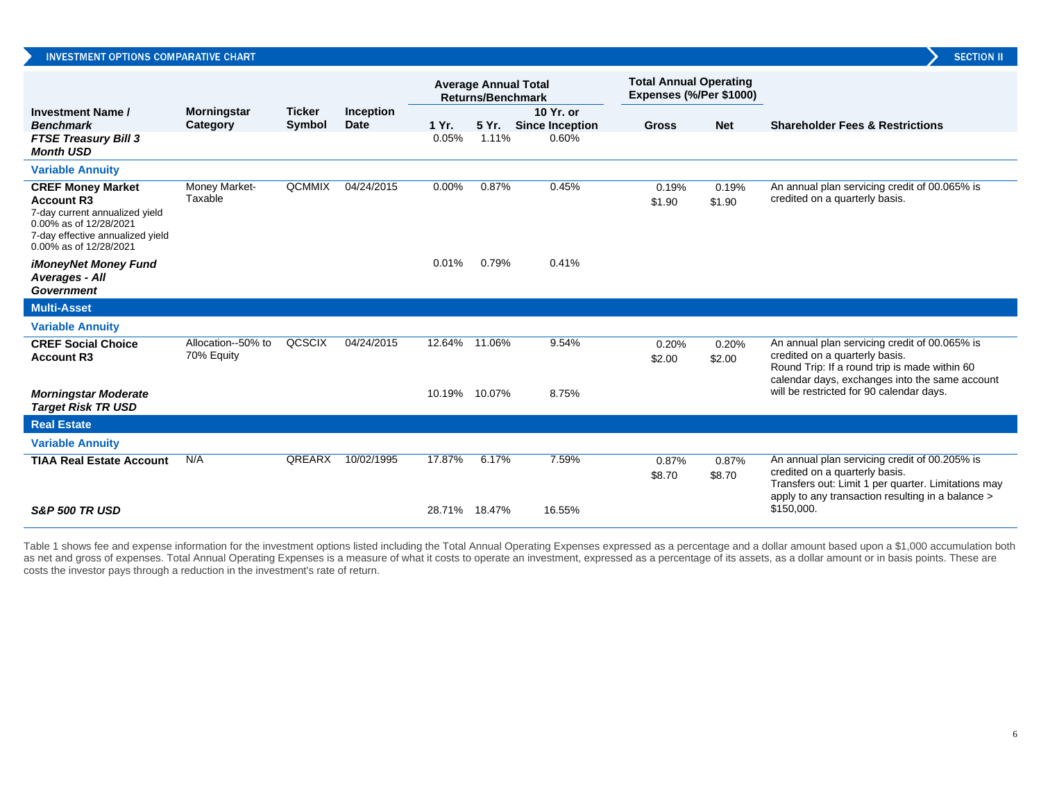## INVESTMENT OPTIONS COMPARATIVE CHART

| Investment Name / *Benchmark* | Morningstar Category | Ticker Symbol | Inception Date | Average Annual Total Returns/Benchmark | | | Total Annual Operating Expenses (%/Per $1000) | | Shareholder Fees & Restrictions |
|---|---|---|---|---|---|---|---|---|---|
| | | | | 1 Yr. | 5 Yr. | 10 Yr. or Since Inception | Gross | Net | |
| ***FTSE Treasury Bill 3 Month USD*** | | | | 0.05% | 1.11% | 0.60% | | | |
| **Variable Annuity** | | | | | | | | | |
| **CREF Money Market Account R3** 7-day current annualized yield 0.00% as of 12/28/2021 7-day effective annualized yield 0.00% as of 12/28/2021 | Money Market-Taxable | QCMMIX | 04/24/2015 | 0.00% | 0.87% | 0.45% | 0.19% $1.90 | 0.19% $1.90 | An annual plan servicing credit of 00.065% is credited on a quarterly basis. |
| ***iMoneyNet Money Fund Averages - All Government*** | | | | 0.01% | 0.79% | 0.41% | | | |
| **Multi-Asset** | | | | | | | | | |
| **Variable Annuity** | | | | | | | | | |
| **CREF Social Choice Account R3** | Allocation--50% to 70% Equity | QCSCIX | 04/24/2015 | 12.64% | 11.06% | 9.54% | 0.20% $2.00 | 0.20% $2.00 | An annual plan servicing credit of 00.065% is credited on a quarterly basis. Round Trip: If a round trip is made within 60 calendar days, exchanges into the same account will be restricted for 90 calendar days. |
| ***Morningstar Moderate Target Risk TR USD*** | | | | 10.19% | 10.07% | 8.75% | | | |
| **Real Estate** | | | | | | | | | |
| **Variable Annuity** | | | | | | | | | |
| **TIAA Real Estate Account** | N/A | QREARX | 10/02/1995 | 17.87% | 6.17% | 7.59% | 0.87% $8.70 | 0.87% $8.70 | An annual plan servicing credit of 00.205% is credited on a quarterly basis. Transfers out: Limit 1 per quarter. Limitations may apply to any transaction resulting in a balance > $150,000. |
| ***S&P 500 TR USD*** | | | | 28.71% | 18.47% | 16.55% | | | |

Table 1 shows fee and expense information for the investment options listed including the Total Annual Operating Expenses expressed as a percentage and a dollar amount based upon a $1,000 accumulation both as net and gross of expenses. Total Annual Operating Expenses is a measure of what it costs to operate an investment, expressed as a percentage of its assets, as a dollar amount or in basis points. These are costs the investor pays through a reduction in the investment's rate of return.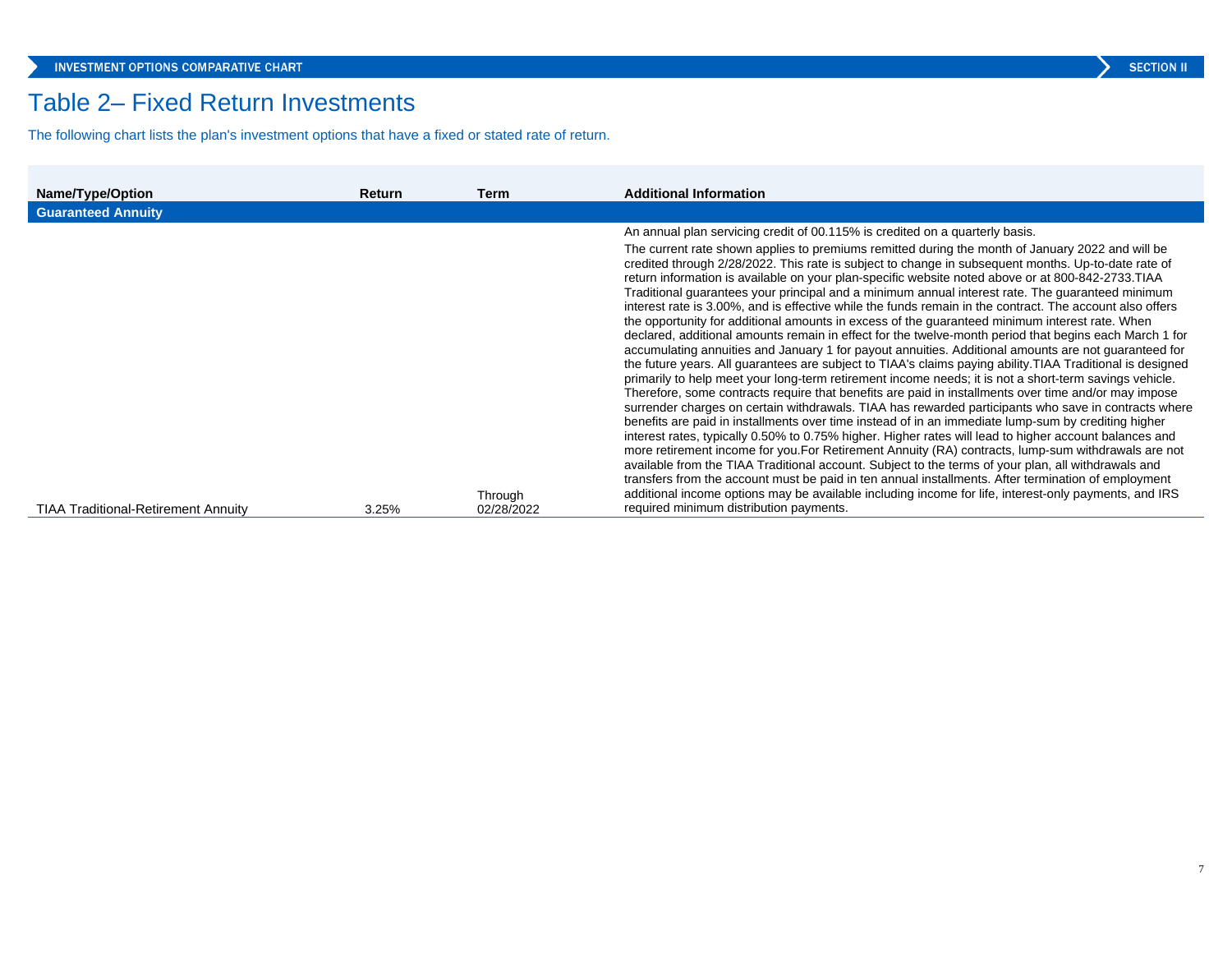# Table 2– Fixed Return Investments

The following chart lists the plan's investment options that have a fixed or stated rate of return.

| Name/Type/Option | Return | Term | Additional Information |
|---|---|---|---|
| **Guaranteed Annuity** | | | |
| TIAA Traditional-Retirement Annuity | 3.25% | Through 02/28/2022 | An annual plan servicing credit of 00.115% is credited on a quarterly basis. The current rate shown applies to premiums remitted during the month of January 2022 and will be credited through 2/28/2022. This rate is subject to change in subsequent months. Up-to-date rate of return information is available on your plan-specific website noted above or at 800-842-2733.TIAA Traditional guarantees your principal and a minimum annual interest rate. The guaranteed minimum interest rate is 3.00%, and is effective while the funds remain in the contract. The account also offers the opportunity for additional amounts in excess of the guaranteed minimum interest rate. When declared, additional amounts remain in effect for the twelve-month period that begins each March 1 for accumulating annuities and January 1 for payout annuities. Additional amounts are not guaranteed for the future years. All guarantees are subject to TIAA's claims paying ability.TIAA Traditional is designed primarily to help meet your long-term retirement income needs; it is not a short-term savings vehicle. Therefore, some contracts require that benefits are paid in installments over time and/or may impose surrender charges on certain withdrawals. TIAA has rewarded participants who save in contracts where benefits are paid in installments over time instead of in an immediate lump-sum by crediting higher interest rates, typically 0.50% to 0.75% higher. Higher rates will lead to higher account balances and more retirement income for you.For Retirement Annuity (RA) contracts, lump-sum withdrawals are not available from the TIAA Traditional account. Subject to the terms of your plan, all withdrawals and transfers from the account must be paid in ten annual installments. After termination of employment additional income options may be available including income for life, interest-only payments, and IRS required minimum distribution payments. |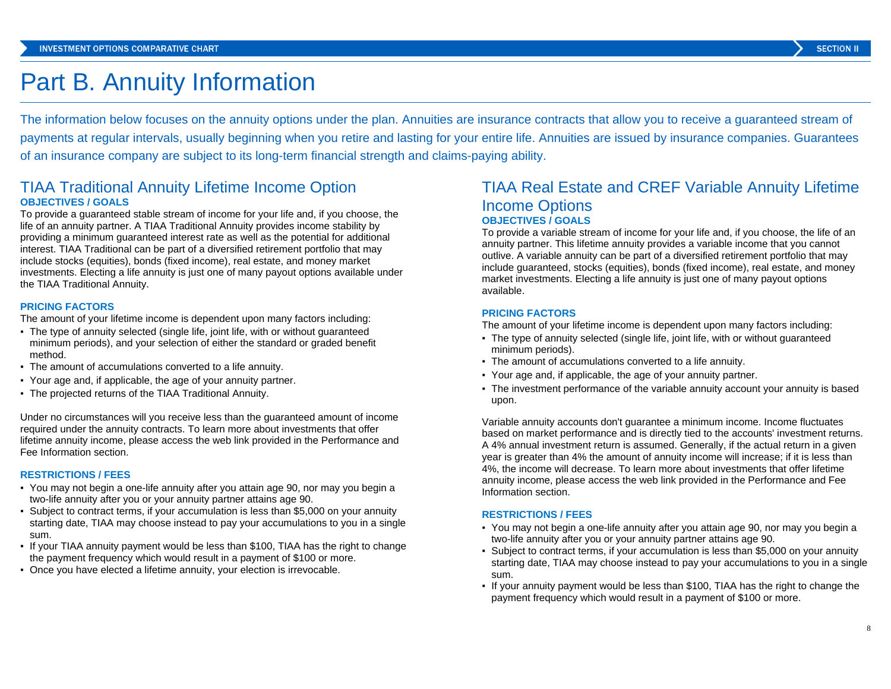# Part B. Annuity Information

The information below focuses on the annuity options under the plan. Annuities are insurance contracts that allow you to receive a guaranteed stream of payments at regular intervals, usually beginning when you retire and lasting for your entire life. Annuities are issued by insurance companies. Guarantees of an insurance company are subject to its long-term financial strength and claims-paying ability.

## TIAA Traditional Annuity Lifetime Income Option

**OBJECTIVES / GOALS**

To provide a guaranteed stable stream of income for your life and, if you choose, the life of an annuity partner. A TIAA Traditional Annuity provides income stability by providing a minimum guaranteed interest rate as well as the potential for additional interest. TIAA Traditional can be part of a diversified retirement portfolio that may include stocks (equities), bonds (fixed income), real estate, and money market investments. Electing a life annuity is just one of many payout options available under the TIAA Traditional Annuity.

**PRICING FACTORS**

The amount of your lifetime income is dependent upon many factors including:

- The type of annuity selected (single life, joint life, with or without guaranteed minimum periods), and your selection of either the standard or graded benefit method.
- The amount of accumulations converted to a life annuity.
- Your age and, if applicable, the age of your annuity partner.
- The projected returns of the TIAA Traditional Annuity.

Under no circumstances will you receive less than the guaranteed amount of income required under the annuity contracts. To learn more about investments that offer lifetime annuity income, please access the web link provided in the Performance and Fee Information section.

**RESTRICTIONS / FEES**

- You may not begin a one-life annuity after you attain age 90, nor may you begin a two-life annuity after you or your annuity partner attains age 90.
- Subject to contract terms, if your accumulation is less than $5,000 on your annuity starting date, TIAA may choose instead to pay your accumulations to you in a single sum.
- If your TIAA annuity payment would be less than $100, TIAA has the right to change the payment frequency which would result in a payment of $100 or more.
- Once you have elected a lifetime annuity, your election is irrevocable.

## TIAA Real Estate and CREF Variable Annuity Lifetime Income Options

**OBJECTIVES / GOALS**

To provide a variable stream of income for your life and, if you choose, the life of an annuity partner. This lifetime annuity provides a variable income that you cannot outlive. A variable annuity can be part of a diversified retirement portfolio that may include guaranteed, stocks (equities), bonds (fixed income), real estate, and money market investments. Electing a life annuity is just one of many payout options available.

**PRICING FACTORS**

The amount of your lifetime income is dependent upon many factors including:

- The type of annuity selected (single life, joint life, with or without guaranteed minimum periods).
- The amount of accumulations converted to a life annuity.
- Your age and, if applicable, the age of your annuity partner.
- The investment performance of the variable annuity account your annuity is based upon.

Variable annuity accounts don't guarantee a minimum income. Income fluctuates based on market performance and is directly tied to the accounts' investment returns. A 4% annual investment return is assumed. Generally, if the actual return in a given year is greater than 4% the amount of annuity income will increase; if it is less than 4%, the income will decrease. To learn more about investments that offer lifetime annuity income, please access the web link provided in the Performance and Fee Information section.

**RESTRICTIONS / FEES**

- You may not begin a one-life annuity after you attain age 90, nor may you begin a two-life annuity after you or your annuity partner attains age 90.
- Subject to contract terms, if your accumulation is less than $5,000 on your annuity starting date, TIAA may choose instead to pay your accumulations to you in a single sum.
- If your annuity payment would be less than $100, TIAA has the right to change the payment frequency which would result in a payment of $100 or more.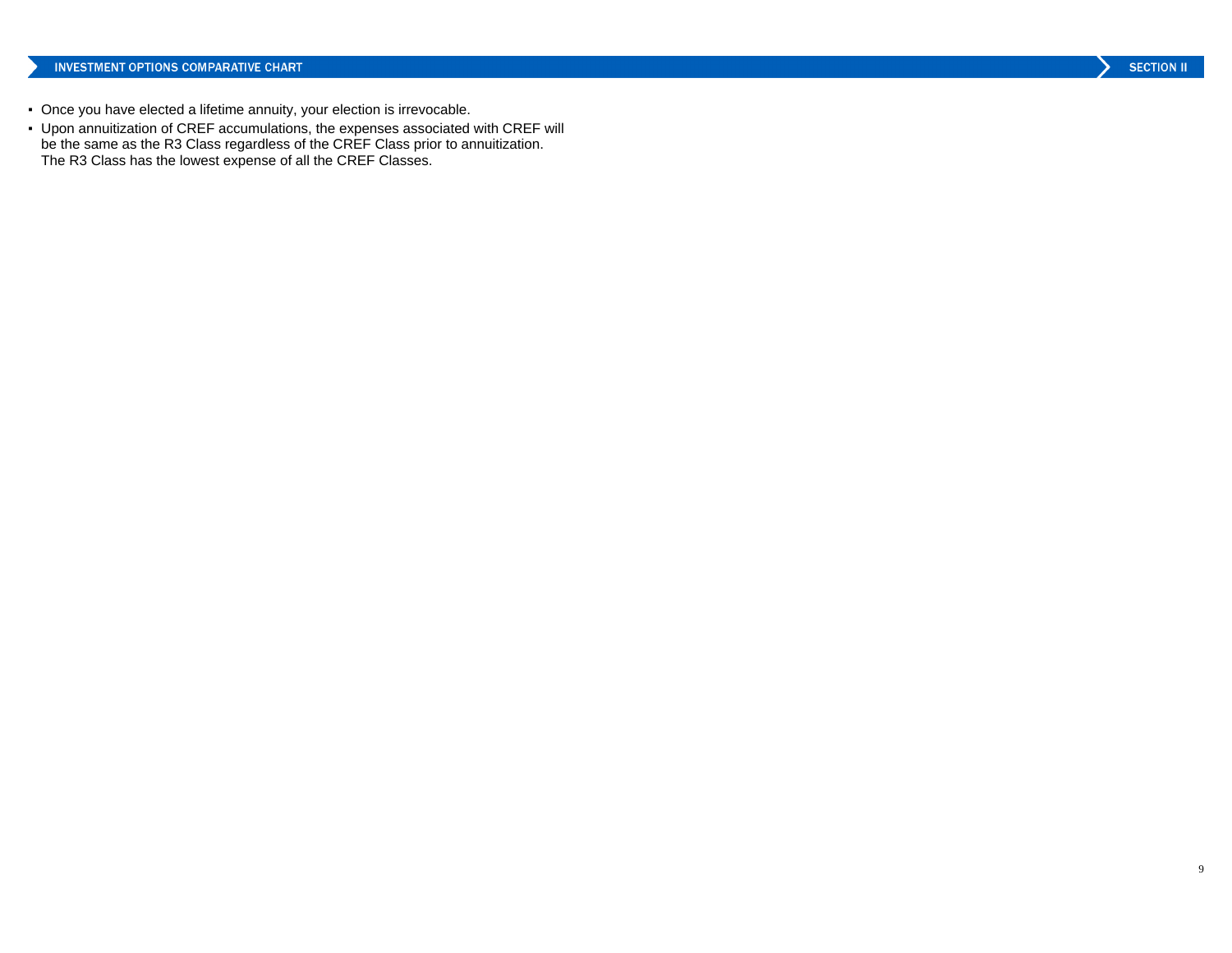- Once you have elected a lifetime annuity, your election is irrevocable.
- Upon annuitization of CREF accumulations, the expenses associated with CREF will be the same as the R3 Class regardless of the CREF Class prior to annuitization. The R3 Class has the lowest expense of all the CREF Classes.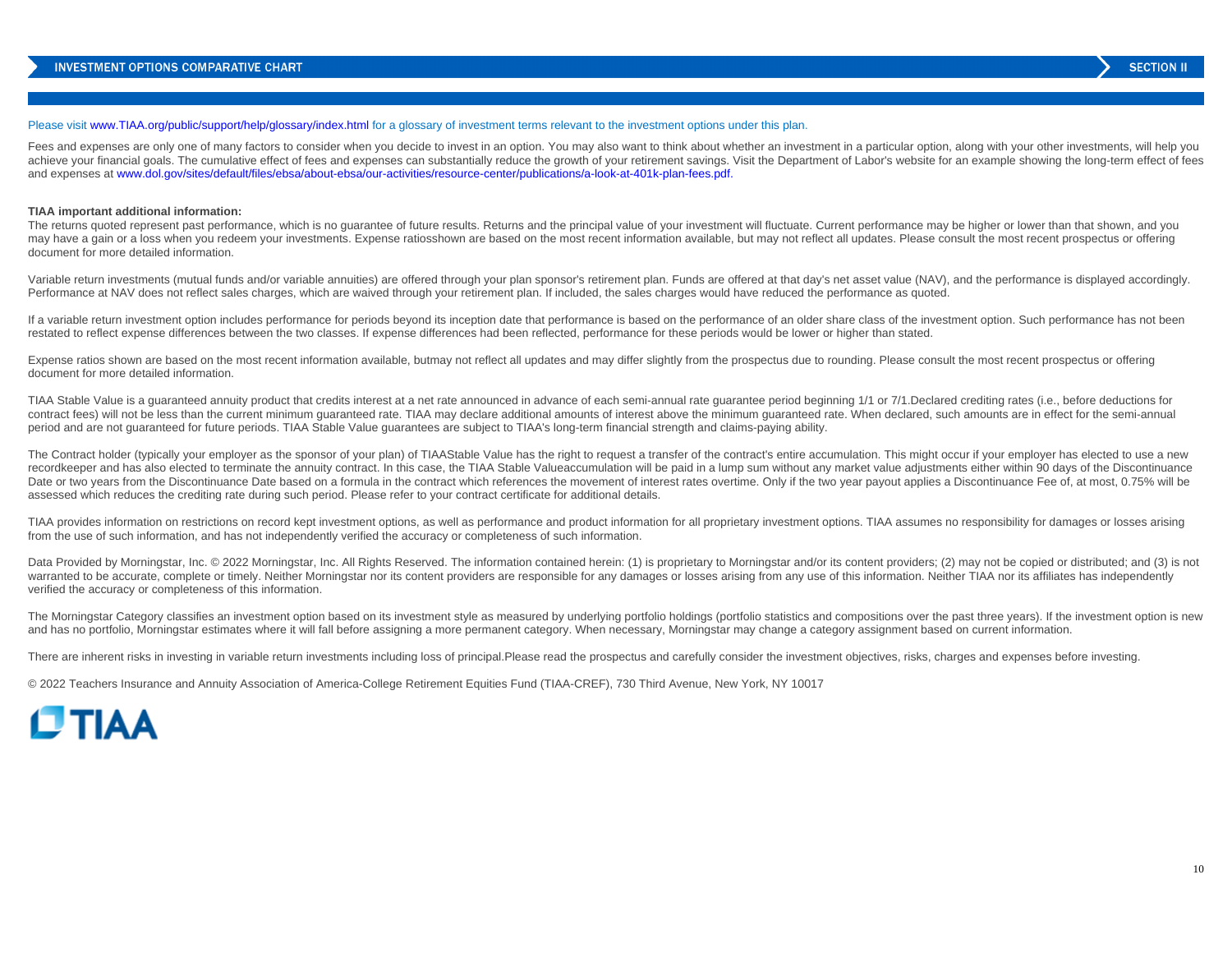Please visit www.TIAA.org/public/support/help/glossary/index.html for a glossary of investment terms relevant to the investment options under this plan.

Fees and expenses are only one of many factors to consider when you decide to invest in an option. You may also want to think about whether an investment in a particular option, along with your other investments, will help you achieve your financial goals. The cumulative effect of fees and expenses can substantially reduce the growth of your retirement savings. Visit the Department of Labor's website for an example showing the long-term effect of fees and expenses at www.dol.gov/sites/default/files/ebsa/about-ebsa/our-activities/resource-center/publications/a-look-at-401k-plan-fees.pdf.

**TIAA important additional information:**

The returns quoted represent past performance, which is no guarantee of future results. Returns and the principal value of your investment will fluctuate. Current performance may be higher or lower than that shown, and you may have a gain or a loss when you redeem your investments. Expense ratiosshown are based on the most recent information available, but may not reflect all updates. Please consult the most recent prospectus or offering document for more detailed information.

Variable return investments (mutual funds and/or variable annuities) are offered through your plan sponsor's retirement plan. Funds are offered at that day's net asset value (NAV), and the performance is displayed accordingly. Performance at NAV does not reflect sales charges, which are waived through your retirement plan. If included, the sales charges would have reduced the performance as quoted.

If a variable return investment option includes performance for periods beyond its inception date that performance is based on the performance of an older share class of the investment option. Such performance has not been restated to reflect expense differences between the two classes. If expense differences had been reflected, performance for these periods would be lower or higher than stated.

Expense ratios shown are based on the most recent information available, butmay not reflect all updates and may differ slightly from the prospectus due to rounding. Please consult the most recent prospectus or offering document for more detailed information.

TIAA Stable Value is a guaranteed annuity product that credits interest at a net rate announced in advance of each semi-annual rate guarantee period beginning 1/1 or 7/1.Declared crediting rates (i.e., before deductions for contract fees) will not be less than the current minimum guaranteed rate. TIAA may declare additional amounts of interest above the minimum guaranteed rate. When declared, such amounts are in effect for the semi-annual period and are not guaranteed for future periods. TIAA Stable Value guarantees are subject to TIAA's long-term financial strength and claims-paying ability.

The Contract holder (typically your employer as the sponsor of your plan) of TIAAStable Value has the right to request a transfer of the contract's entire accumulation. This might occur if your employer has elected to use a new recordkeeper and has also elected to terminate the annuity contract. In this case, the TIAA Stable Valueaccumulation will be paid in a lump sum without any market value adjustments either within 90 days of the Discontinuance Date or two years from the Discontinuance Date based on a formula in the contract which references the movement of interest rates overtime. Only if the two year payout applies a Discontinuance Fee of, at most, 0.75% will be assessed which reduces the crediting rate during such period. Please refer to your contract certificate for additional details.

TIAA provides information on restrictions on record kept investment options, as well as performance and product information for all proprietary investment options. TIAA assumes no responsibility for damages or losses arising from the use of such information, and has not independently verified the accuracy or completeness of such information.

Data Provided by Morningstar, Inc. © 2022 Morningstar, Inc. All Rights Reserved. The information contained herein: (1) is proprietary to Morningstar and/or its content providers; (2) may not be copied or distributed; and (3) is not warranted to be accurate, complete or timely. Neither Morningstar nor its content providers are responsible for any damages or losses arising from any use of this information. Neither TIAA nor its affiliates has independently verified the accuracy or completeness of this information.

The Morningstar Category classifies an investment option based on its investment style as measured by underlying portfolio holdings (portfolio statistics and compositions over the past three years). If the investment option is new and has no portfolio, Morningstar estimates where it will fall before assigning a more permanent category. When necessary, Morningstar may change a category assignment based on current information.

There are inherent risks in investing in variable return investments including loss of principal.Please read the prospectus and carefully consider the investment objectives, risks, charges and expenses before investing.

© 2022 Teachers Insurance and Annuity Association of America-College Retirement Equities Fund (TIAA-CREF), 730 Third Avenue, New York, NY 10017

TIAA